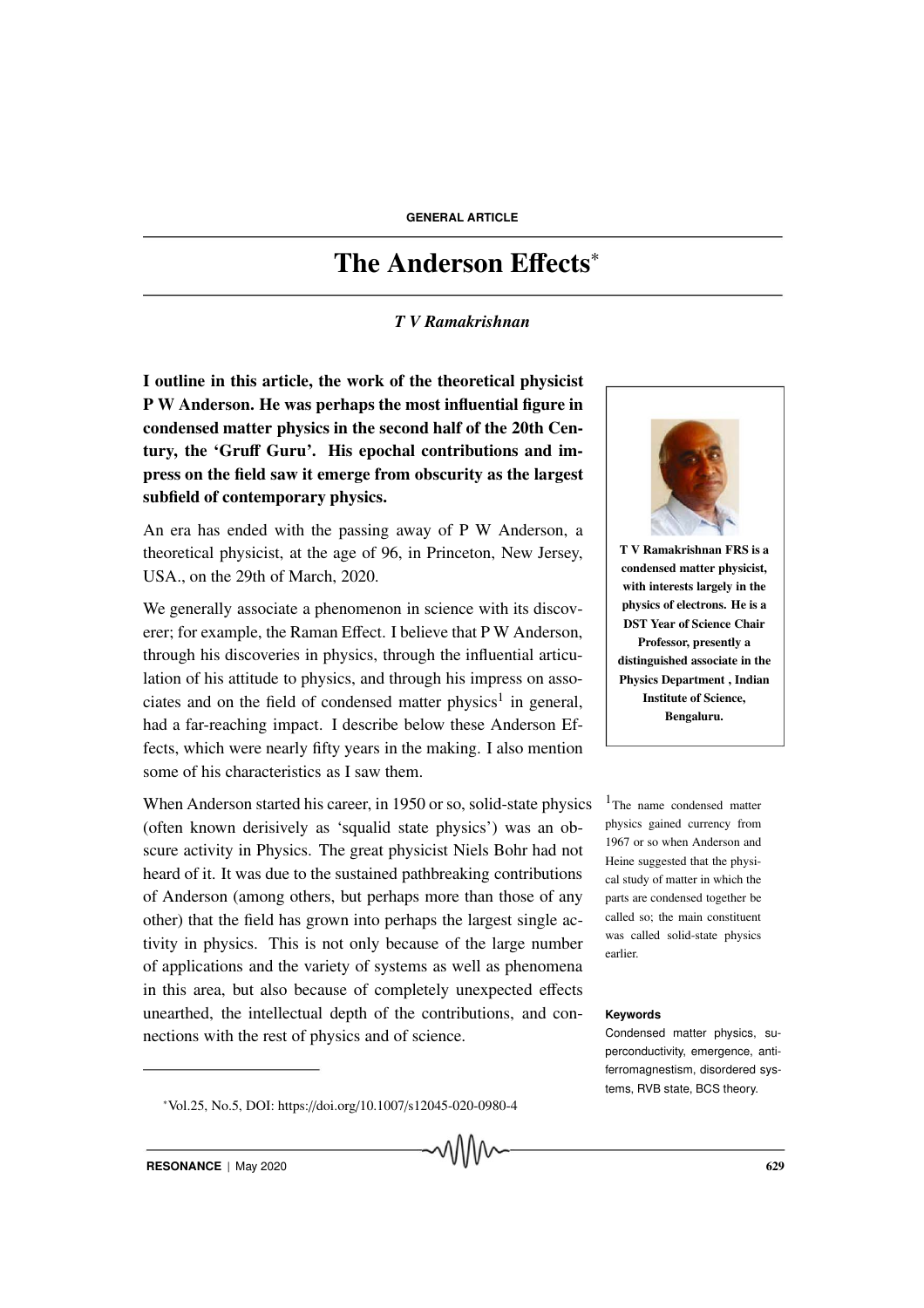GENERAL ARTICLE

# The Anderson Effects*

*T V Ramakrishnan*

**I outline in this article, the work of the theoretical physicist P W Anderson. He was perhaps the most influential figure in condensed matter physics in the second half of the 20th Century, the 'Gruff Guru'. His epochal contributions and impress on the field saw it emerge from obscurity as the largest subfield of contemporary physics.**

**T V Ramakrishnan FRS is a condensed matter physicist, with interests largely in the physics of electrons. He is a DST Year of Science Chair Professor, presently a distinguished associate in the Physics Department , Indian Institute of Science, Bengaluru.**

An era has ended with the passing away of P W Anderson, a theoretical physicist, at the age of 96, in Princeton, New Jersey, USA., on the 29th of March, 2020.

We generally associate a phenomenon in science with its discoverer; for example, the Raman Effect. I believe that P W Anderson, through his discoveries in physics, through the influential articulation of his attitude to physics, and through his impress on associates and on the field of condensed matter physics[1] in general, had a far-reaching impact. I describe below these Anderson Effects, which were nearly fifty years in the making. I also mention some of his characteristics as I saw them.

When Anderson started his career, in 1950 or so, solid-state physics (often known derisively as 'squalid state physics') was an obscure activity in Physics. The great physicist Niels Bohr had not heard of it. It was due to the sustained pathbreaking contributions of Anderson (among others, but perhaps more than those of any other) that the field has grown into perhaps the largest single activity in physics. This is not only because of the large number of applications and the variety of systems as well as phenomena in this area, but also because of completely unexpected effects unearthed, the intellectual depth of the contributions, and connections with the rest of physics and of science.

[1] The name condensed matter physics gained currency from 1967 or so when Anderson and Heine suggested that the physical study of matter in which the parts are condensed together be called so; the main constituent was called solid-state physics earlier.

**Keywords**

Condensed matter physics, superconductivity, emergence, antiferromagnestism, disordered systems, RVB state, BCS theory.

*Vol.25, No.5, DOI: https://doi.org/10.1007/s12045-020-0980-4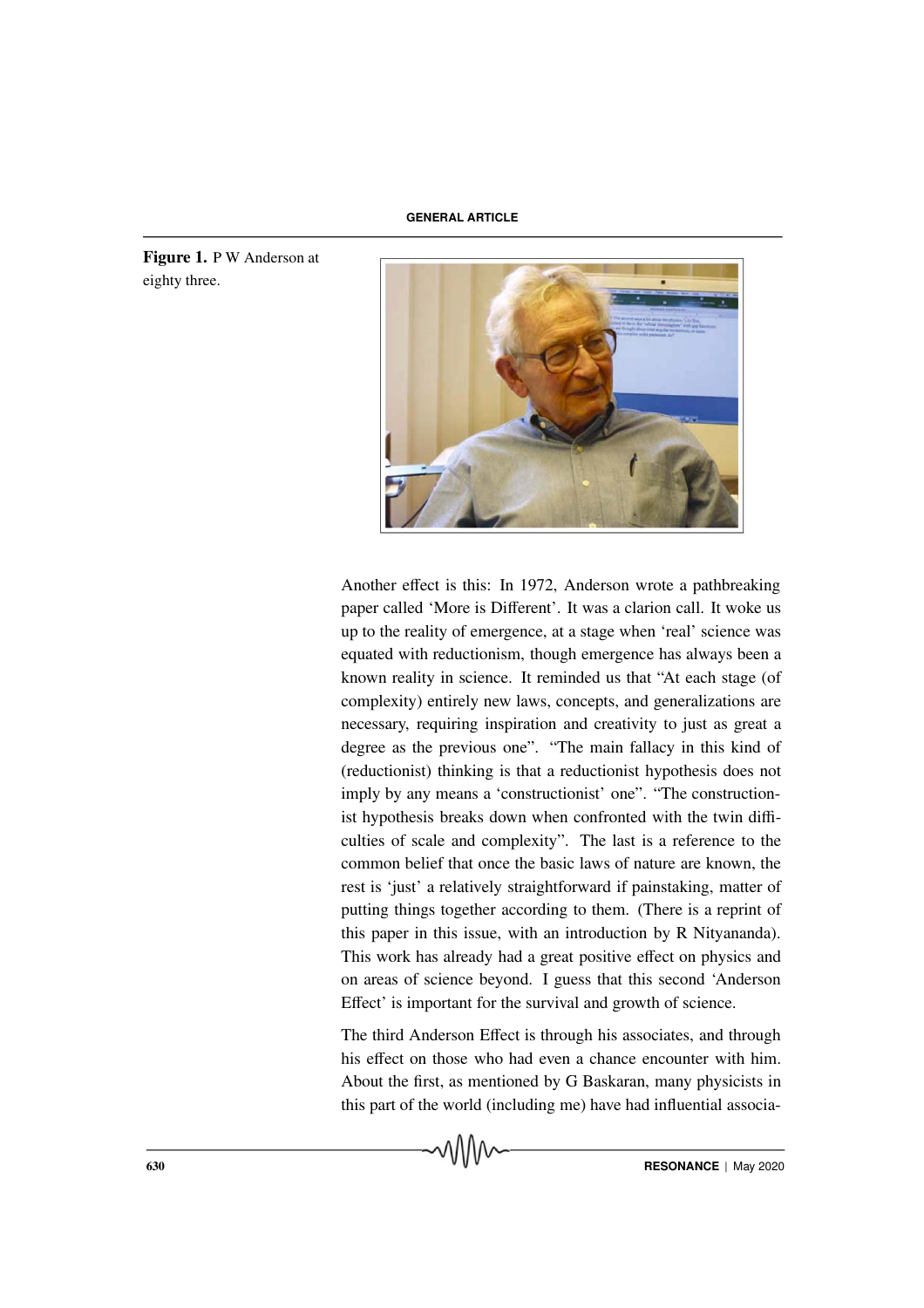Figure 1. P W Anderson at eighty three.

Another effect is this: In 1972, Anderson wrote a pathbreaking paper called 'More is Different'. It was a clarion call. It woke us up to the reality of emergence, at a stage when 'real' science was equated with reductionism, though emergence has always been a known reality in science. It reminded us that "At each stage (of complexity) entirely new laws, concepts, and generalizations are necessary, requiring inspiration and creativity to just as great a degree as the previous one". "The main fallacy in this kind of (reductionist) thinking is that a reductionist hypothesis does not imply by any means a 'constructionist' one". "The constructionist hypothesis breaks down when confronted with the twin difficulties of scale and complexity". The last is a reference to the common belief that once the basic laws of nature are known, the rest is 'just' a relatively straightforward if painstaking, matter of putting things together according to them. (There is a reprint of this paper in this issue, with an introduction by R Nityananda). This work has already had a great positive effect on physics and on areas of science beyond. I guess that this second 'Anderson Effect' is important for the survival and growth of science.

The third Anderson Effect is through his associates, and through his effect on those who had even a chance encounter with him. About the first, as mentioned by G Baskaran, many physicists in this part of the world (including me) have had influential associa-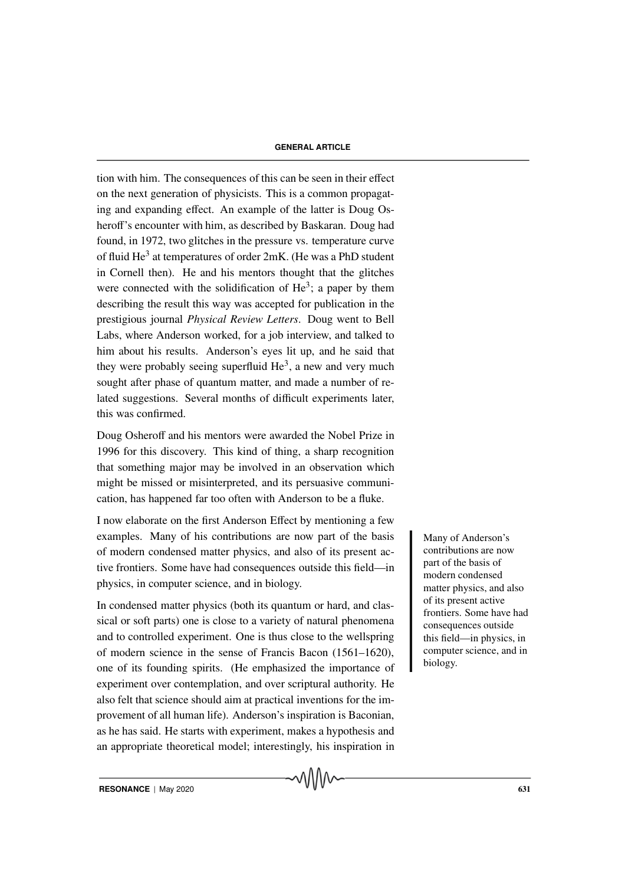tion with him. The consequences of this can be seen in their effect on the next generation of physicists. This is a common propagating and expanding effect. An example of the latter is Doug Osheroff's encounter with him, as described by Baskaran. Doug had found, in 1972, two glitches in the pressure vs. temperature curve of fluid $He^3$ at temperatures of order 2mK. (He was a PhD student in Cornell then). He and his mentors thought that the glitches were connected with the solidification of $He^3$; a paper by them describing the result this way was accepted for publication in the prestigious journal *Physical Review Letters*. Doug went to Bell Labs, where Anderson worked, for a job interview, and talked to him about his results. Anderson's eyes lit up, and he said that they were probably seeing superfluid $He^3$, a new and very much sought after phase of quantum matter, and made a number of related suggestions. Several months of difficult experiments later, this was confirmed.

Doug Osheroff and his mentors were awarded the Nobel Prize in 1996 for this discovery. This kind of thing, a sharp recognition that something major may be involved in an observation which might be missed or misinterpreted, and its persuasive communication, has happened far too often with Anderson to be a fluke.

I now elaborate on the first Anderson Effect by mentioning a few examples. Many of his contributions are now part of the basis of modern condensed matter physics, and also of its present active frontiers. Some have had consequences outside this field—in physics, in computer science, and in biology.

Many of Anderson's contributions are now part of the basis of modern condensed matter physics, and also of its present active frontiers. Some have had consequences outside this field—in physics, in computer science, and in biology.

In condensed matter physics (both its quantum or hard, and classical or soft parts) one is close to a variety of natural phenomena and to controlled experiment. One is thus close to the wellspring of modern science in the sense of Francis Bacon (1561–1620), one of its founding spirits. (He emphasized the importance of experiment over contemplation, and over scriptural authority. He also felt that science should aim at practical inventions for the improvement of all human life). Anderson's inspiration is Baconian, as he has said. He starts with experiment, makes a hypothesis and an appropriate theoretical model; interestingly, his inspiration in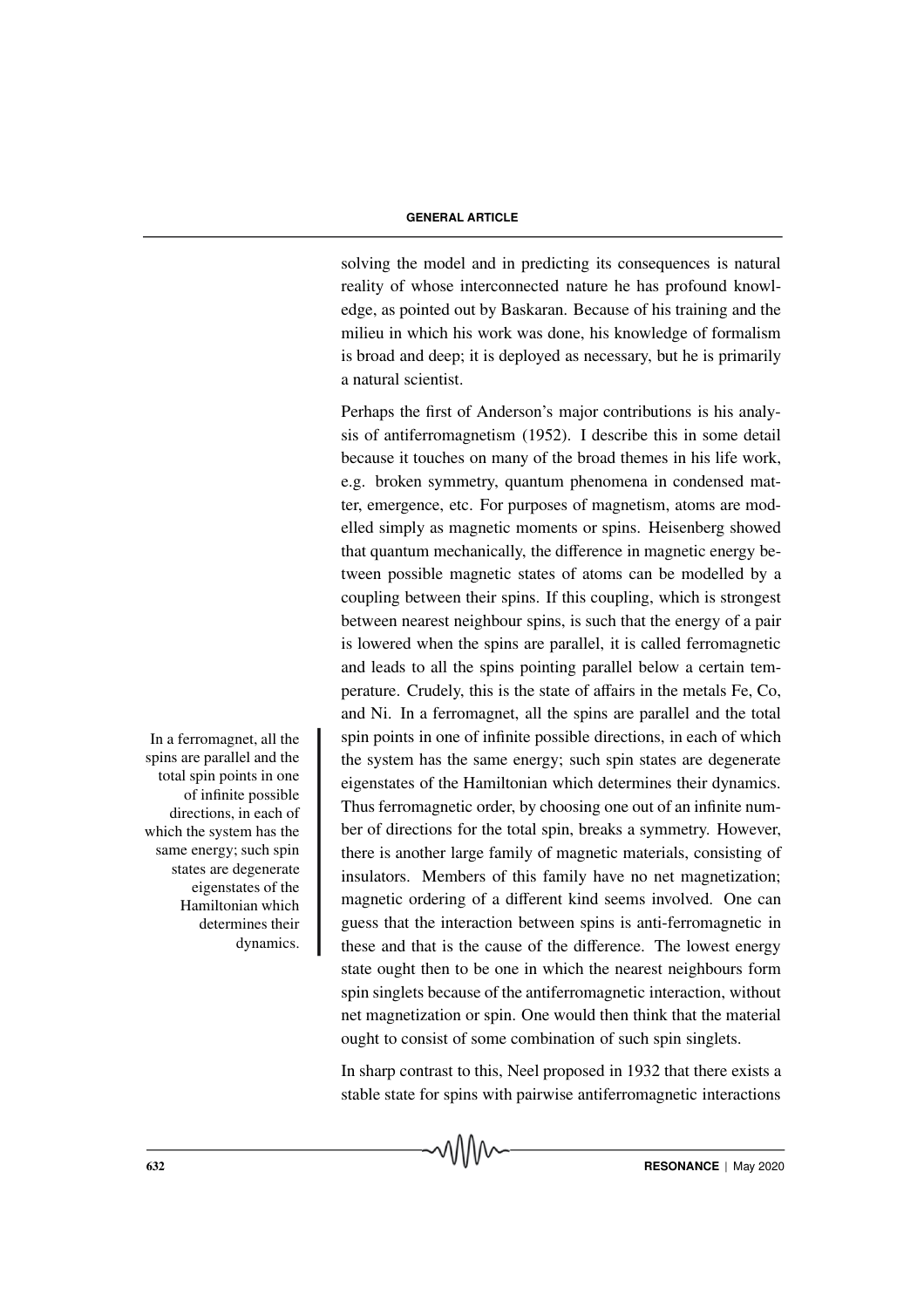solving the model and in predicting its consequences is natural reality of whose interconnected nature he has profound knowledge, as pointed out by Baskaran. Because of his training and the milieu in which his work was done, his knowledge of formalism is broad and deep; it is deployed as necessary, but he is primarily a natural scientist.

Perhaps the first of Anderson's major contributions is his analysis of antiferromagnetism (1952). I describe this in some detail because it touches on many of the broad themes in his life work, e.g. broken symmetry, quantum phenomena in condensed matter, emergence, etc. For purposes of magnetism, atoms are modelled simply as magnetic moments or spins. Heisenberg showed that quantum mechanically, the difference in magnetic energy between possible magnetic states of atoms can be modelled by a coupling between their spins. If this coupling, which is strongest between nearest neighbour spins, is such that the energy of a pair is lowered when the spins are parallel, it is called ferromagnetic and leads to all the spins pointing parallel below a certain temperature. Crudely, this is the state of affairs in the metals Fe, Co, and Ni. In a ferromagnet, all the spins are parallel and the total spin points in one of infinite possible directions, in each of which the system has the same energy; such spin states are degenerate eigenstates of the Hamiltonian which determines their dynamics. Thus ferromagnetic order, by choosing one out of an infinite number of directions for the total spin, breaks a symmetry. However, there is another large family of magnetic materials, consisting of insulators. Members of this family have no net magnetization; magnetic ordering of a different kind seems involved. One can guess that the interaction between spins is anti-ferromagnetic in these and that is the cause of the difference. The lowest energy state ought then to be one in which the nearest neighbours form spin singlets because of the antiferromagnetic interaction, without net magnetization or spin. One would then think that the material ought to consist of some combination of such spin singlets.

> In a ferromagnet, all the spins are parallel and the total spin points in one of infinite possible directions, in each of which the system has the same energy; such spin states are degenerate eigenstates of the Hamiltonian which determines their dynamics.

In sharp contrast to this, Neel proposed in 1932 that there exists a stable state for spins with pairwise antiferromagnetic interactions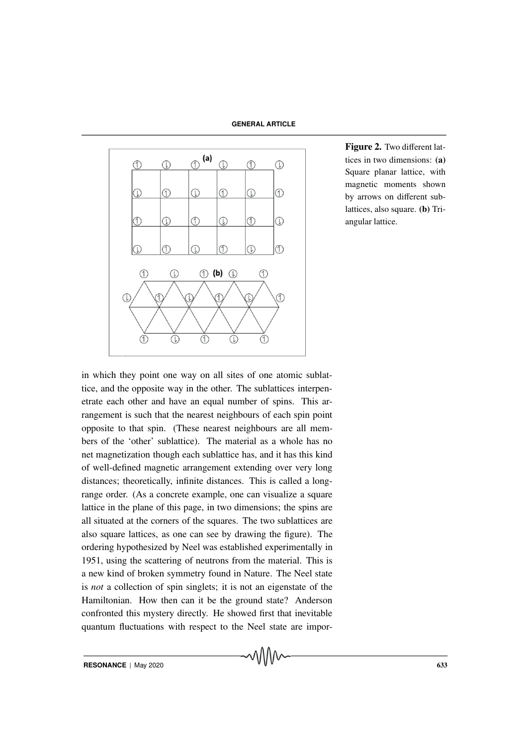Figure 2. Two different lattices in two dimensions: **(a)** Square planar lattice, with magnetic moments shown by arrows on different sublattices, also square. **(b)** Triangular lattice.

in which they point one way on all sites of one atomic sublattice, and the opposite way in the other. The sublattices interpenetrate each other and have an equal number of spins. This arrangement is such that the nearest neighbours of each spin point opposite to that spin. (These nearest neighbours are all members of the 'other' sublattice). The material as a whole has no net magnetization though each sublattice has, and it has this kind of well-defined magnetic arrangement extending over very long distances; theoretically, infinite distances. This is called a long-range order. (As a concrete example, one can visualize a square lattice in the plane of this page, in two dimensions; the spins are all situated at the corners of the squares. The two sublattices are also square lattices, as one can see by drawing the figure). The ordering hypothesized by Neel was established experimentally in 1951, using the scattering of neutrons from the material. This is a new kind of broken symmetry found in Nature. The Neel state is *not* a collection of spin singlets; it is not an eigenstate of the Hamiltonian. How then can it be the ground state? Anderson confronted this mystery directly. He showed first that inevitable quantum fluctuations with respect to the Neel state are impor-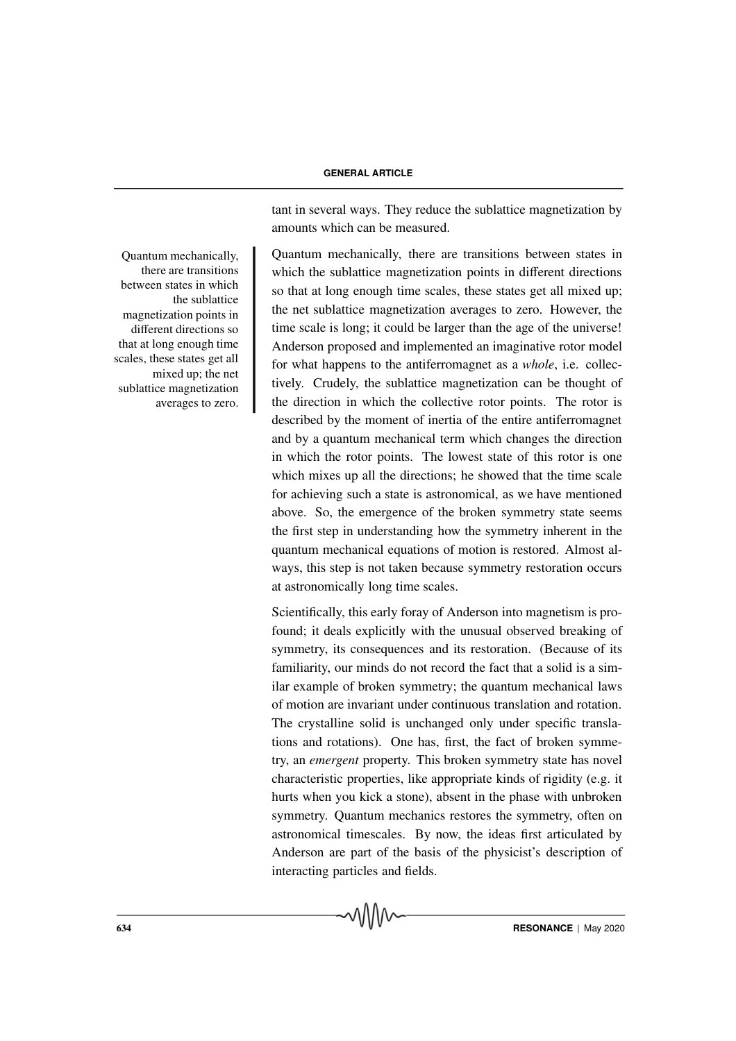tant in several ways. They reduce the sublattice magnetization by amounts which can be measured.

> Quantum mechanically, there are transitions between states in which the sublattice magnetization points in different directions so that at long enough time scales, these states get all mixed up; the net sublattice magnetization averages to zero.

Quantum mechanically, there are transitions between states in which the sublattice magnetization points in different directions so that at long enough time scales, these states get all mixed up; the net sublattice magnetization averages to zero. However, the time scale is long; it could be larger than the age of the universe! Anderson proposed and implemented an imaginative rotor model for what happens to the antiferromagnet as a *whole*, i.e. collectively. Crudely, the sublattice magnetization can be thought of the direction in which the collective rotor points. The rotor is described by the moment of inertia of the entire antiferromagnet and by a quantum mechanical term which changes the direction in which the rotor points. The lowest state of this rotor is one which mixes up all the directions; he showed that the time scale for achieving such a state is astronomical, as we have mentioned above. So, the emergence of the broken symmetry state seems the first step in understanding how the symmetry inherent in the quantum mechanical equations of motion is restored. Almost always, this step is not taken because symmetry restoration occurs at astronomically long time scales.

Scientifically, this early foray of Anderson into magnetism is profound; it deals explicitly with the unusual observed breaking of symmetry, its consequences and its restoration. (Because of its familiarity, our minds do not record the fact that a solid is a similar example of broken symmetry; the quantum mechanical laws of motion are invariant under continuous translation and rotation. The crystalline solid is unchanged only under specific translations and rotations). One has, first, the fact of broken symmetry, an *emergent* property. This broken symmetry state has novel characteristic properties, like appropriate kinds of rigidity (e.g. it hurts when you kick a stone), absent in the phase with unbroken symmetry. Quantum mechanics restores the symmetry, often on astronomical timescales. By now, the ideas first articulated by Anderson are part of the basis of the physicist's description of interacting particles and fields.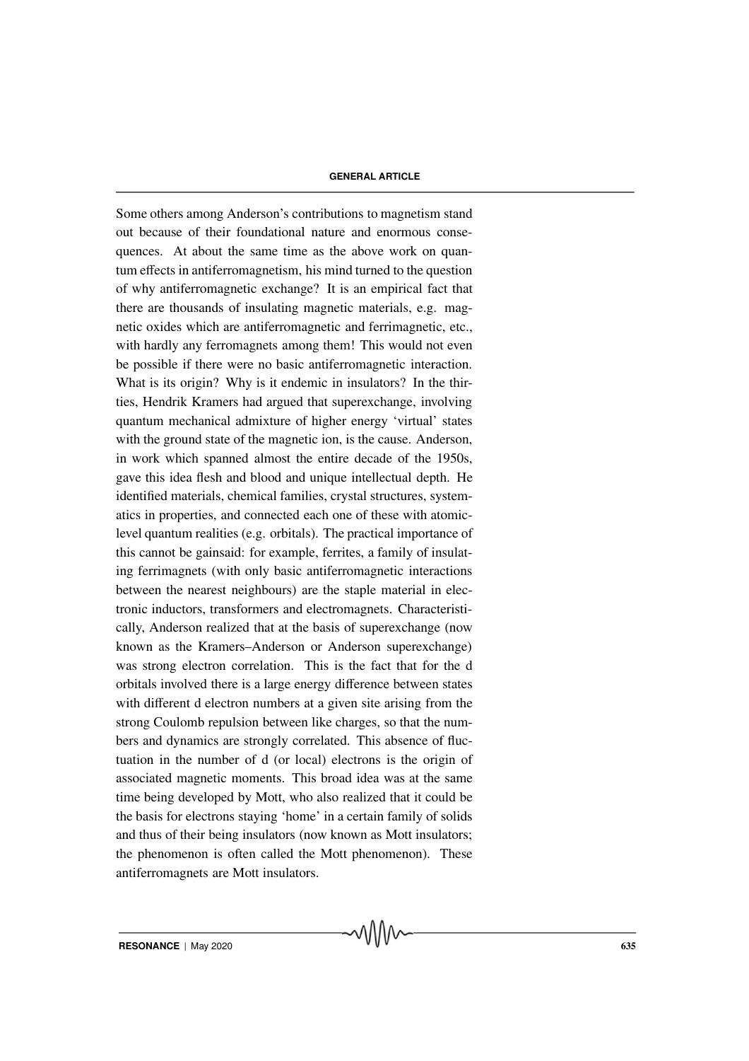Some others among Anderson's contributions to magnetism stand out because of their foundational nature and enormous consequences. At about the same time as the above work on quantum effects in antiferromagnetism, his mind turned to the question of why antiferromagnetic exchange? It is an empirical fact that there are thousands of insulating magnetic materials, e.g. magnetic oxides which are antiferromagnetic and ferrimagnetic, etc., with hardly any ferromagnets among them! This would not even be possible if there were no basic antiferromagnetic interaction. What is its origin? Why is it endemic in insulators? In the thirties, Hendrik Kramers had argued that superexchange, involving quantum mechanical admixture of higher energy 'virtual' states with the ground state of the magnetic ion, is the cause. Anderson, in work which spanned almost the entire decade of the 1950s, gave this idea flesh and blood and unique intellectual depth. He identified materials, chemical families, crystal structures, systematics in properties, and connected each one of these with atomic-level quantum realities (e.g. orbitals). The practical importance of this cannot be gainsaid: for example, ferrites, a family of insulating ferrimagnets (with only basic antiferromagnetic interactions between the nearest neighbours) are the staple material in electronic inductors, transformers and electromagnets. Characteristically, Anderson realized that at the basis of superexchange (now known as the Kramers–Anderson or Anderson superexchange) was strong electron correlation. This is the fact that for the d orbitals involved there is a large energy difference between states with different d electron numbers at a given site arising from the strong Coulomb repulsion between like charges, so that the numbers and dynamics are strongly correlated. This absence of fluctuation in the number of d (or local) electrons is the origin of associated magnetic moments. This broad idea was at the same time being developed by Mott, who also realized that it could be the basis for electrons staying 'home' in a certain family of solids and thus of their being insulators (now known as Mott insulators; the phenomenon is often called the Mott phenomenon). These antiferromagnets are Mott insulators.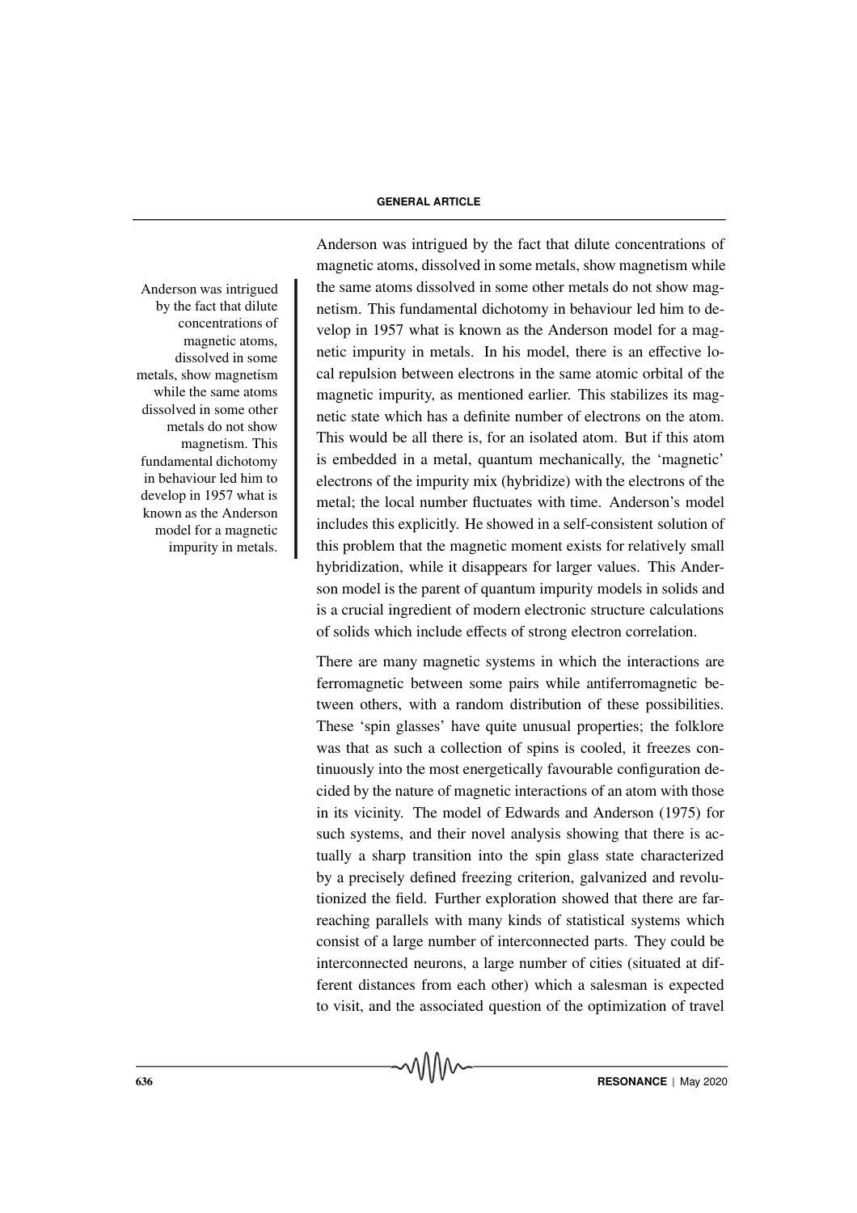Anderson was intrigued by the fact that dilute concentrations of magnetic atoms, dissolved in some metals, show magnetism while the same atoms dissolved in some other metals do not show magnetism. This fundamental dichotomy in behaviour led him to develop in 1957 what is known as the Anderson model for a magnetic impurity in metals. In his model, there is an effective local repulsion between electrons in the same atomic orbital of the magnetic impurity, as mentioned earlier. This stabilizes its magnetic state which has a definite number of electrons on the atom. This would be all there is, for an isolated atom. But if this atom is embedded in a metal, quantum mechanically, the 'magnetic' electrons of the impurity mix (hybridize) with the electrons of the metal; the local number fluctuates with time. Anderson's model includes this explicitly. He showed in a self-consistent solution of this problem that the magnetic moment exists for relatively small hybridization, while it disappears for larger values. This Anderson model is the parent of quantum impurity models in solids and is a crucial ingredient of modern electronic structure calculations of solids which include effects of strong electron correlation.

> Anderson was intrigued by the fact that dilute concentrations of magnetic atoms, dissolved in some metals, show magnetism while the same atoms dissolved in some other metals do not show magnetism. This fundamental dichotomy in behaviour led him to develop in 1957 what is known as the Anderson model for a magnetic impurity in metals.

There are many magnetic systems in which the interactions are ferromagnetic between some pairs while antiferromagnetic between others, with a random distribution of these possibilities. These 'spin glasses' have quite unusual properties; the folklore was that as such a collection of spins is cooled, it freezes continuously into the most energetically favourable configuration decided by the nature of magnetic interactions of an atom with those in its vicinity. The model of Edwards and Anderson (1975) for such systems, and their novel analysis showing that there is actually a sharp transition into the spin glass state characterized by a precisely defined freezing criterion, galvanized and revolutionized the field. Further exploration showed that there are far-reaching parallels with many kinds of statistical systems which consist of a large number of interconnected parts. They could be interconnected neurons, a large number of cities (situated at different distances from each other) which a salesman is expected to visit, and the associated question of the optimization of travel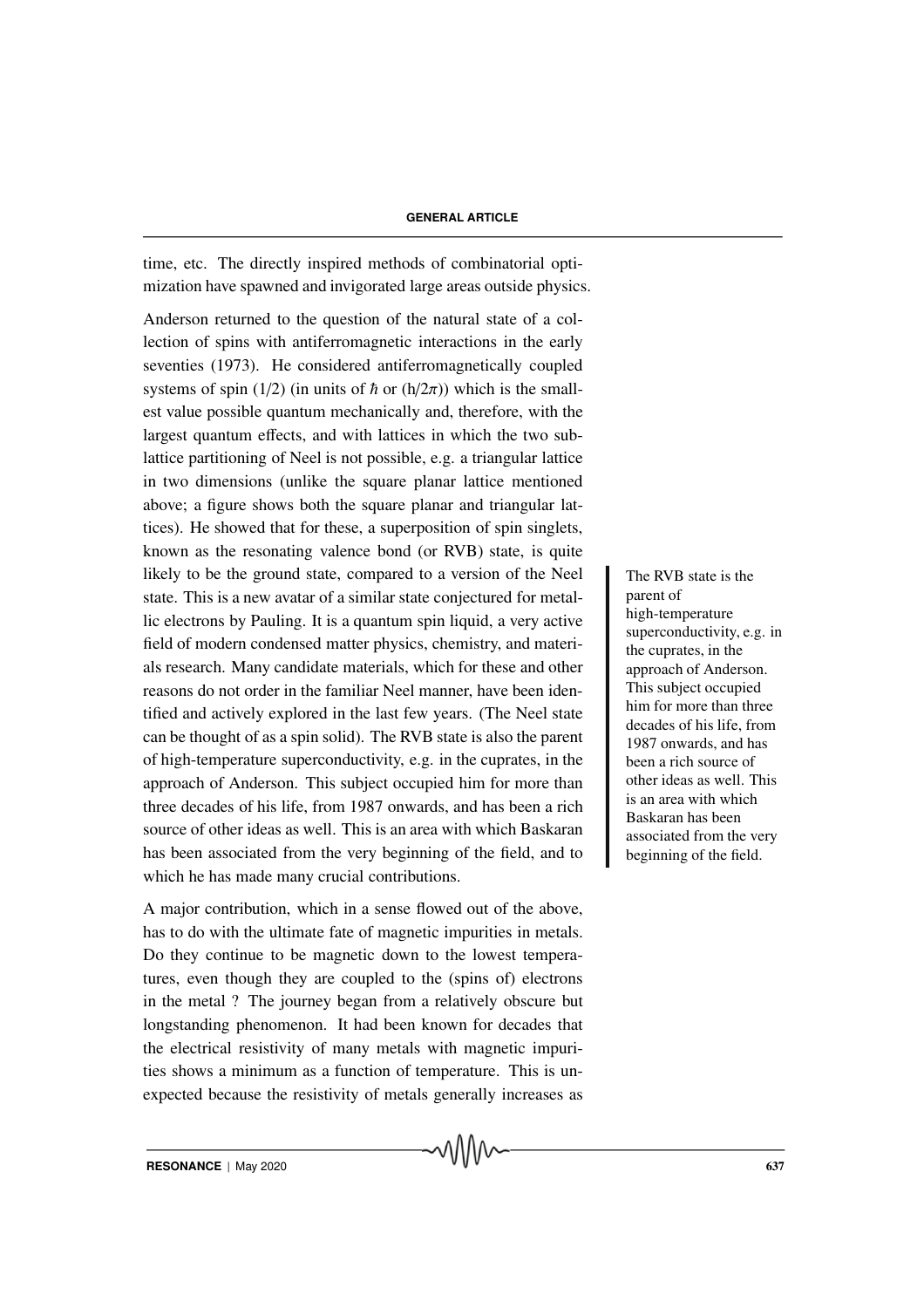time, etc. The directly inspired methods of combinatorial optimization have spawned and invigorated large areas outside physics.

Anderson returned to the question of the natural state of a collection of spins with antiferromagnetic interactions in the early seventies (1973). He considered antiferromagnetically coupled systems of spin (1/2) (in units of $\hbar$ or ($h/2\pi$)) which is the smallest value possible quantum mechanically and, therefore, with the largest quantum effects, and with lattices in which the two sublattice partitioning of Neel is not possible, e.g. a triangular lattice in two dimensions (unlike the square planar lattice mentioned above; a figure shows both the square planar and triangular lattices). He showed that for these, a superposition of spin singlets, known as the resonating valence bond (or RVB) state, is quite likely to be the ground state, compared to a version of the Neel state. This is a new avatar of a similar state conjectured for metallic electrons by Pauling. It is a quantum spin liquid, a very active field of modern condensed matter physics, chemistry, and materials research. Many candidate materials, which for these and other reasons do not order in the familiar Neel manner, have been identified and actively explored in the last few years. (The Neel state can be thought of as a spin solid). The RVB state is also the parent of high-temperature superconductivity, e.g. in the cuprates, in the approach of Anderson. This subject occupied him for more than three decades of his life, from 1987 onwards, and has been a rich source of other ideas as well. This is an area with which Baskaran has been associated from the very beginning of the field, and to which he has made many crucial contributions.

> The RVB state is the parent of high-temperature superconductivity, e.g. in the cuprates, in the approach of Anderson. This subject occupied him for more than three decades of his life, from 1987 onwards, and has been a rich source of other ideas as well. This is an area with which Baskaran has been associated from the very beginning of the field.

A major contribution, which in a sense flowed out of the above, has to do with the ultimate fate of magnetic impurities in metals. Do they continue to be magnetic down to the lowest temperatures, even though they are coupled to the (spins of) electrons in the metal ? The journey began from a relatively obscure but longstanding phenomenon. It had been known for decades that the electrical resistivity of many metals with magnetic impurities shows a minimum as a function of temperature. This is unexpected because the resistivity of metals generally increases as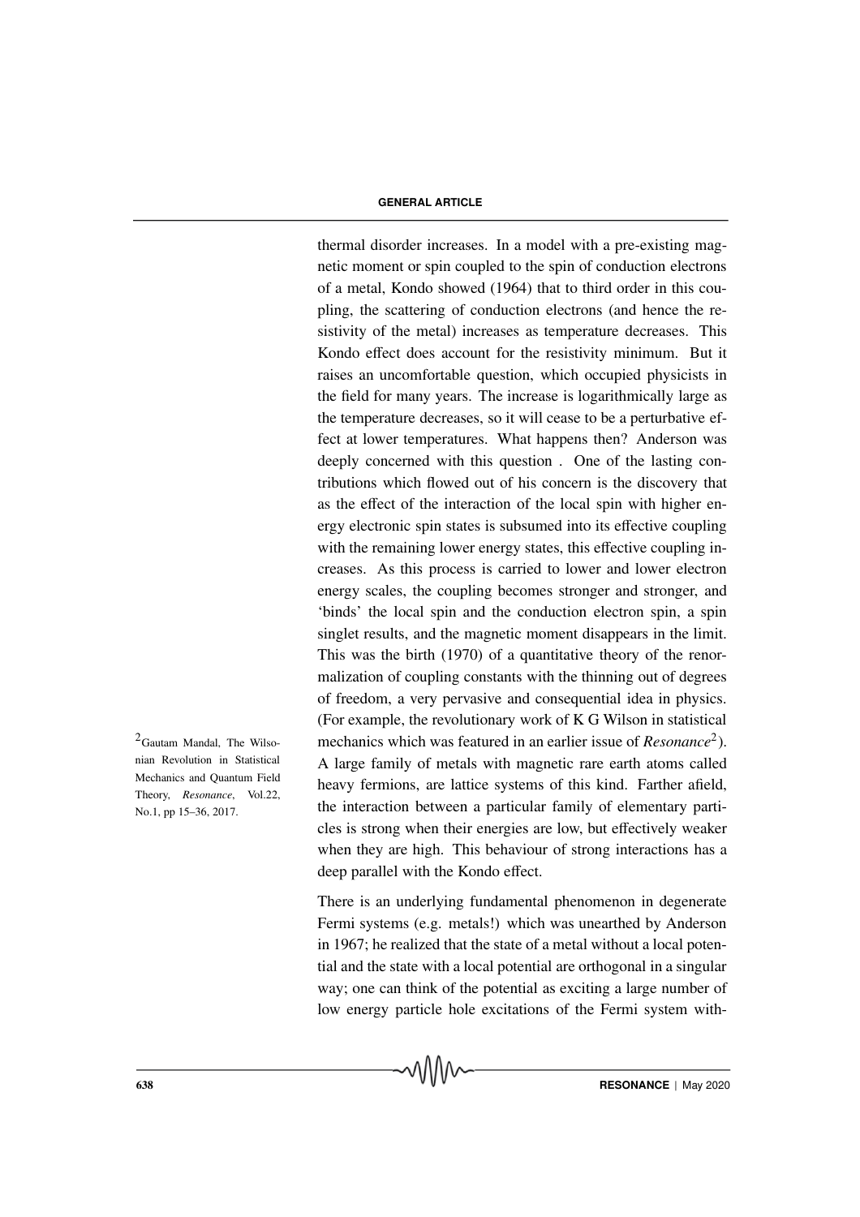thermal disorder increases. In a model with a pre-existing magnetic moment or spin coupled to the spin of conduction electrons of a metal, Kondo showed (1964) that to third order in this coupling, the scattering of conduction electrons (and hence the resistivity of the metal) increases as temperature decreases. This Kondo effect does account for the resistivity minimum. But it raises an uncomfortable question, which occupied physicists in the field for many years. The increase is logarithmically large as the temperature decreases, so it will cease to be a perturbative effect at lower temperatures. What happens then? Anderson was deeply concerned with this question . One of the lasting contributions which flowed out of his concern is the discovery that as the effect of the interaction of the local spin with higher energy electronic spin states is subsumed into its effective coupling with the remaining lower energy states, this effective coupling increases. As this process is carried to lower and lower electron energy scales, the coupling becomes stronger and stronger, and 'binds' the local spin and the conduction electron spin, a spin singlet results, and the magnetic moment disappears in the limit. This was the birth (1970) of a quantitative theory of the renormalization of coupling constants with the thinning out of degrees of freedom, a very pervasive and consequential idea in physics. (For example, the revolutionary work of K G Wilson in statistical mechanics which was featured in an earlier issue of *Resonance*[2]). A large family of metals with magnetic rare earth atoms called heavy fermions, are lattice systems of this kind. Farther afield, the interaction between a particular family of elementary particles is strong when their energies are low, but effectively weaker when they are high. This behaviour of strong interactions has a deep parallel with the Kondo effect.

[2] Gautam Mandal, The Wilsonian Revolution in Statistical Mechanics and Quantum Field Theory, *Resonance*, Vol.22, No.1, pp 15–36, 2017.

There is an underlying fundamental phenomenon in degenerate Fermi systems (e.g. metals!) which was unearthed by Anderson in 1967; he realized that the state of a metal without a local potential and the state with a local potential are orthogonal in a singular way; one can think of the potential as exciting a large number of low energy particle hole excitations of the Fermi system with-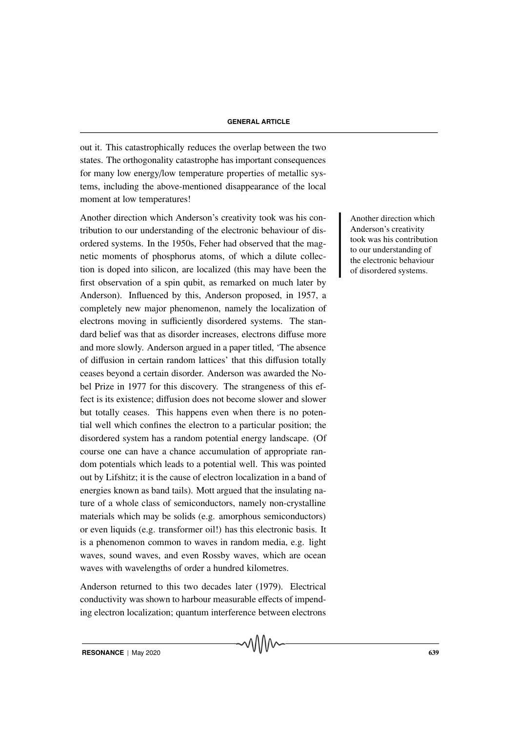out it. This catastrophically reduces the overlap between the two states. The orthogonality catastrophe has important consequences for many low energy/low temperature properties of metallic systems, including the above-mentioned disappearance of the local moment at low temperatures!

Another direction which Anderson's creativity took was his contribution to our understanding of the electronic behaviour of disordered systems. In the 1950s, Feher had observed that the magnetic moments of phosphorus atoms, of which a dilute collection is doped into silicon, are localized (this may have been the first observation of a spin qubit, as remarked on much later by Anderson). Influenced by this, Anderson proposed, in 1957, a completely new major phenomenon, namely the localization of electrons moving in sufficiently disordered systems. The standard belief was that as disorder increases, electrons diffuse more and more slowly. Anderson argued in a paper titled, 'The absence of diffusion in certain random lattices' that this diffusion totally ceases beyond a certain disorder. Anderson was awarded the Nobel Prize in 1977 for this discovery. The strangeness of this effect is its existence; diffusion does not become slower and slower but totally ceases. This happens even when there is no potential well which confines the electron to a particular position; the disordered system has a random potential energy landscape. (Of course one can have a chance accumulation of appropriate random potentials which leads to a potential well. This was pointed out by Lifshitz; it is the cause of electron localization in a band of energies known as band tails). Mott argued that the insulating nature of a whole class of semiconductors, namely non-crystalline materials which may be solids (e.g. amorphous semiconductors) or even liquids (e.g. transformer oil!) has this electronic basis. It is a phenomenon common to waves in random media, e.g. light waves, sound waves, and even Rossby waves, which are ocean waves with wavelengths of order a hundred kilometres.

> Another direction which Anderson's creativity took was his contribution to our understanding of the electronic behaviour of disordered systems.

Anderson returned to this two decades later (1979). Electrical conductivity was shown to harbour measurable effects of impending electron localization; quantum interference between electrons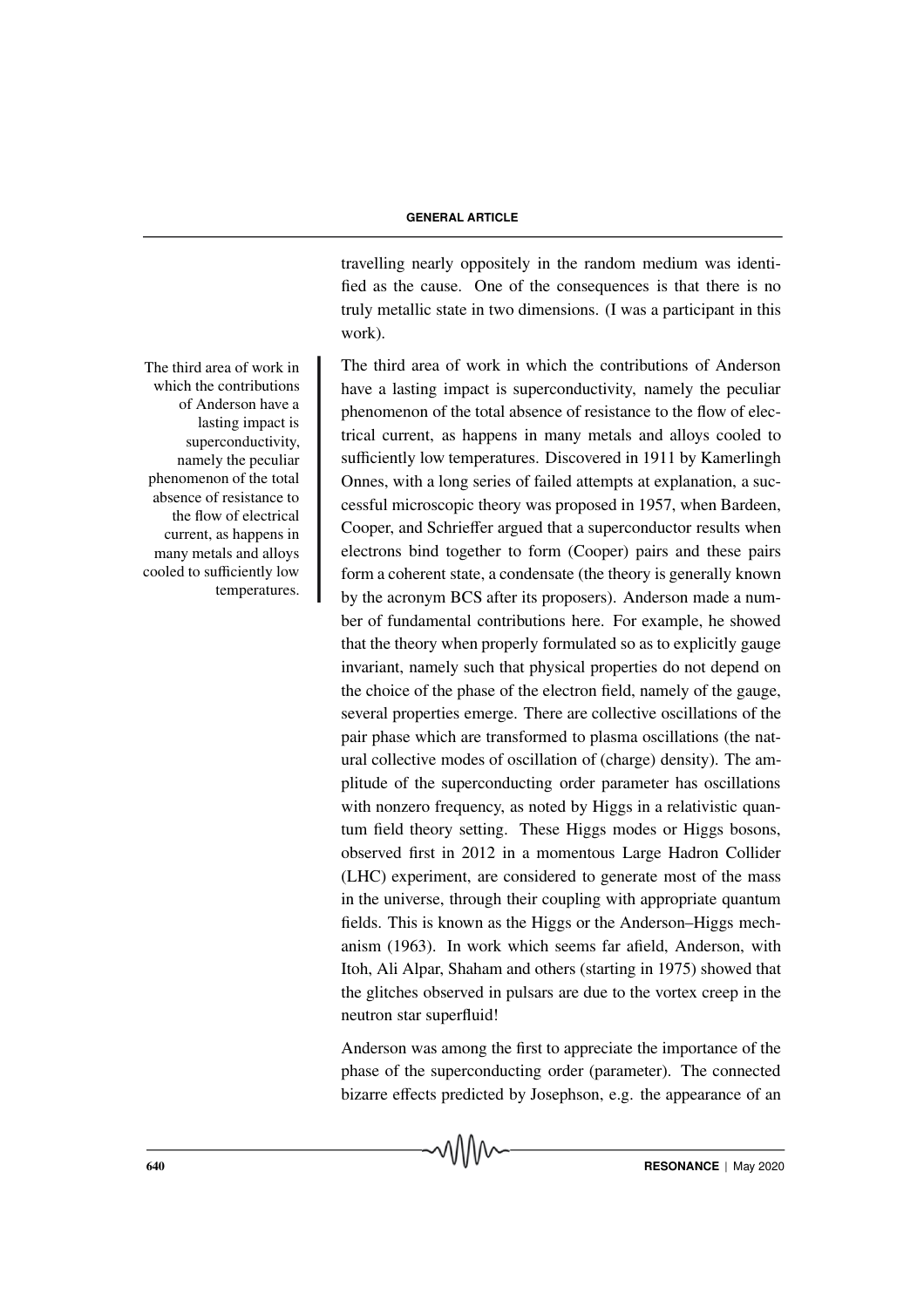travelling nearly oppositely in the random medium was identified as the cause. One of the consequences is that there is no truly metallic state in two dimensions. (I was a participant in this work).

The third area of work in which the contributions of Anderson have a lasting impact is superconductivity, namely the peculiar phenomenon of the total absence of resistance to the flow of electrical current, as happens in many metals and alloys cooled to sufficiently low temperatures.

The third area of work in which the contributions of Anderson have a lasting impact is superconductivity, namely the peculiar phenomenon of the total absence of resistance to the flow of electrical current, as happens in many metals and alloys cooled to sufficiently low temperatures. Discovered in 1911 by Kamerlingh Onnes, with a long series of failed attempts at explanation, a successful microscopic theory was proposed in 1957, when Bardeen, Cooper, and Schrieffer argued that a superconductor results when electrons bind together to form (Cooper) pairs and these pairs form a coherent state, a condensate (the theory is generally known by the acronym BCS after its proposers). Anderson made a number of fundamental contributions here. For example, he showed that the theory when properly formulated so as to explicitly gauge invariant, namely such that physical properties do not depend on the choice of the phase of the electron field, namely of the gauge, several properties emerge. There are collective oscillations of the pair phase which are transformed to plasma oscillations (the natural collective modes of oscillation of (charge) density). The amplitude of the superconducting order parameter has oscillations with nonzero frequency, as noted by Higgs in a relativistic quantum field theory setting. These Higgs modes or Higgs bosons, observed first in 2012 in a momentous Large Hadron Collider (LHC) experiment, are considered to generate most of the mass in the universe, through their coupling with appropriate quantum fields. This is known as the Higgs or the Anderson–Higgs mechanism (1963). In work which seems far afield, Anderson, with Itoh, Ali Alpar, Shaham and others (starting in 1975) showed that the glitches observed in pulsars are due to the vortex creep in the neutron star superfluid!

Anderson was among the first to appreciate the importance of the phase of the superconducting order (parameter). The connected bizarre effects predicted by Josephson, e.g. the appearance of an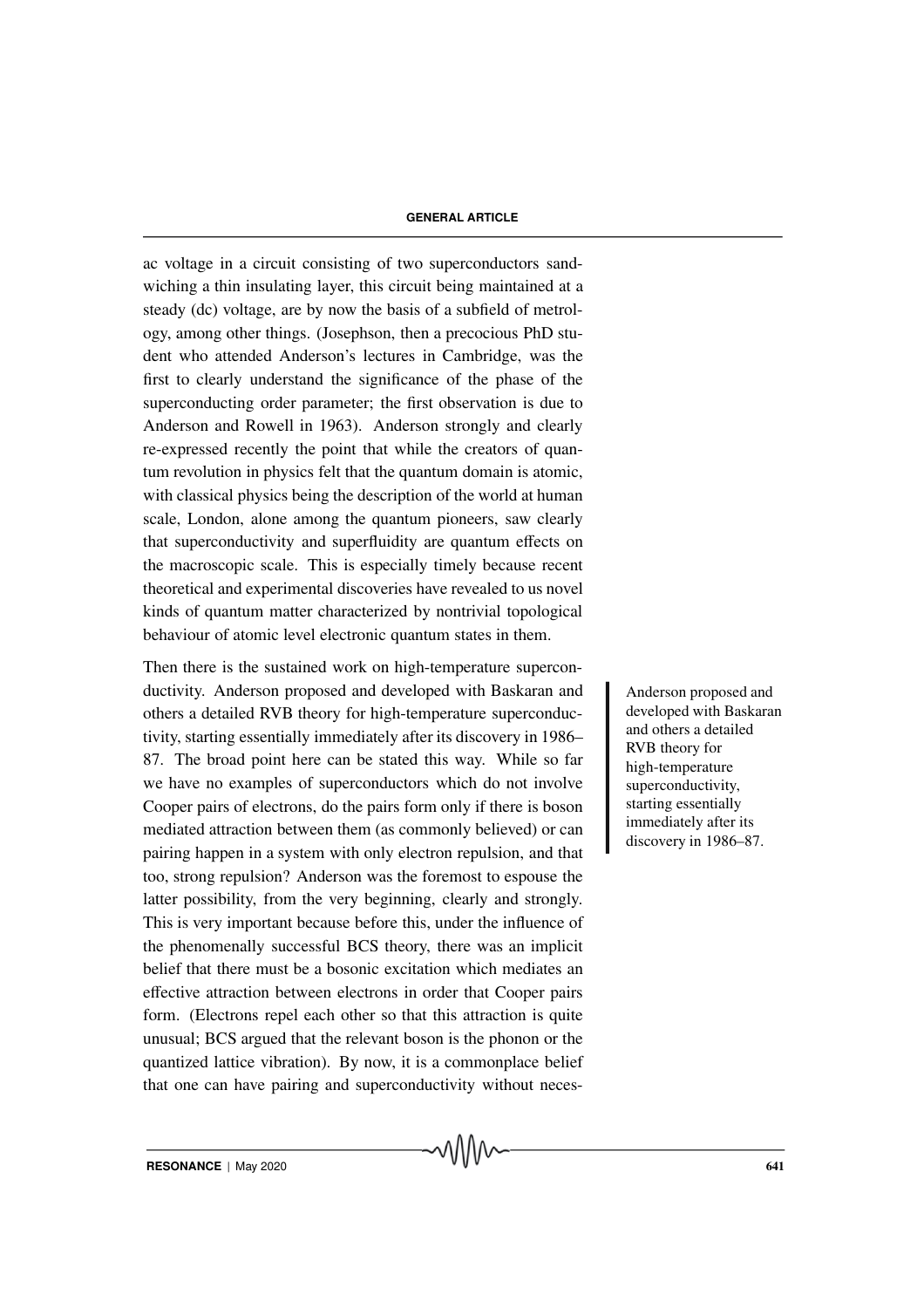ac voltage in a circuit consisting of two superconductors sandwiching a thin insulating layer, this circuit being maintained at a steady (dc) voltage, are by now the basis of a subfield of metrology, among other things. (Josephson, then a precocious PhD student who attended Anderson's lectures in Cambridge, was the first to clearly understand the significance of the phase of the superconducting order parameter; the first observation is due to Anderson and Rowell in 1963). Anderson strongly and clearly re-expressed recently the point that while the creators of quantum revolution in physics felt that the quantum domain is atomic, with classical physics being the description of the world at human scale, London, alone among the quantum pioneers, saw clearly that superconductivity and superfluidity are quantum effects on the macroscopic scale. This is especially timely because recent theoretical and experimental discoveries have revealed to us novel kinds of quantum matter characterized by nontrivial topological behaviour of atomic level electronic quantum states in them.

Then there is the sustained work on high-temperature superconductivity. Anderson proposed and developed with Baskaran and others a detailed RVB theory for high-temperature superconductivity, starting essentially immediately after its discovery in 1986–87. The broad point here can be stated this way. While so far we have no examples of superconductors which do not involve Cooper pairs of electrons, do the pairs form only if there is boson mediated attraction between them (as commonly believed) or can pairing happen in a system with only electron repulsion, and that too, strong repulsion? Anderson was the foremost to espouse the latter possibility, from the very beginning, clearly and strongly. This is very important because before this, under the influence of the phenomenally successful BCS theory, there was an implicit belief that there must be a bosonic excitation which mediates an effective attraction between electrons in order that Cooper pairs form. (Electrons repel each other so that this attraction is quite unusual; BCS argued that the relevant boson is the phonon or the quantized lattice vibration). By now, it is a commonplace belief that one can have pairing and superconductivity without neces-

> Anderson proposed and developed with Baskaran and others a detailed RVB theory for high-temperature superconductivity, starting essentially immediately after its discovery in 1986–87.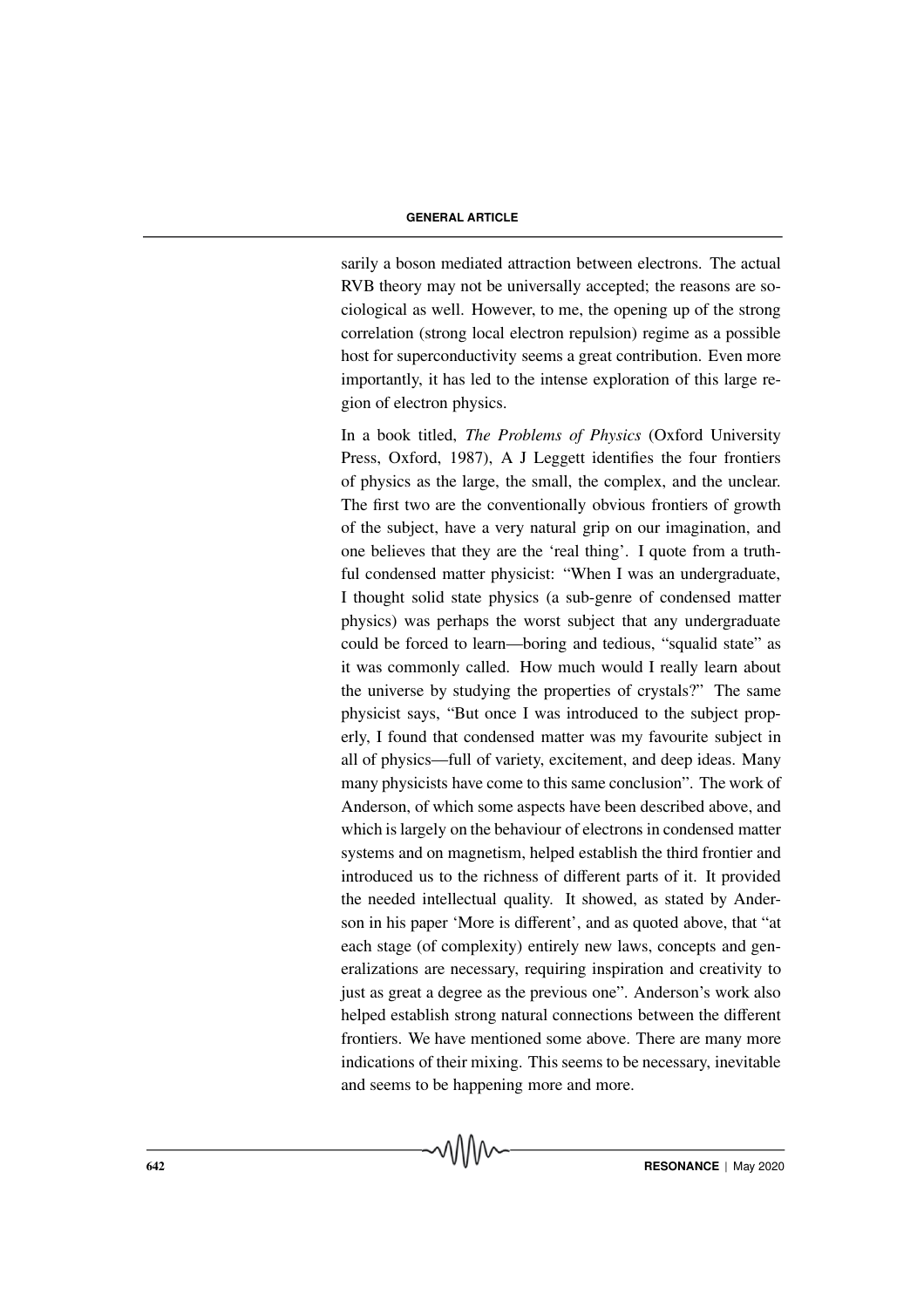sarily a boson mediated attraction between electrons. The actual RVB theory may not be universally accepted; the reasons are sociological as well. However, to me, the opening up of the strong correlation (strong local electron repulsion) regime as a possible host for superconductivity seems a great contribution. Even more importantly, it has led to the intense exploration of this large region of electron physics.

In a book titled, *The Problems of Physics* (Oxford University Press, Oxford, 1987), A J Leggett identifies the four frontiers of physics as the large, the small, the complex, and the unclear. The first two are the conventionally obvious frontiers of growth of the subject, have a very natural grip on our imagination, and one believes that they are the 'real thing'. I quote from a truthful condensed matter physicist: "When I was an undergraduate, I thought solid state physics (a sub-genre of condensed matter physics) was perhaps the worst subject that any undergraduate could be forced to learn—boring and tedious, "squalid state" as it was commonly called. How much would I really learn about the universe by studying the properties of crystals?" The same physicist says, "But once I was introduced to the subject properly, I found that condensed matter was my favourite subject in all of physics—full of variety, excitement, and deep ideas. Many many physicists have come to this same conclusion". The work of Anderson, of which some aspects have been described above, and which is largely on the behaviour of electrons in condensed matter systems and on magnetism, helped establish the third frontier and introduced us to the richness of different parts of it. It provided the needed intellectual quality. It showed, as stated by Anderson in his paper 'More is different', and as quoted above, that "at each stage (of complexity) entirely new laws, concepts and generalizations are necessary, requiring inspiration and creativity to just as great a degree as the previous one". Anderson's work also helped establish strong natural connections between the different frontiers. We have mentioned some above. There are many more indications of their mixing. This seems to be necessary, inevitable and seems to be happening more and more.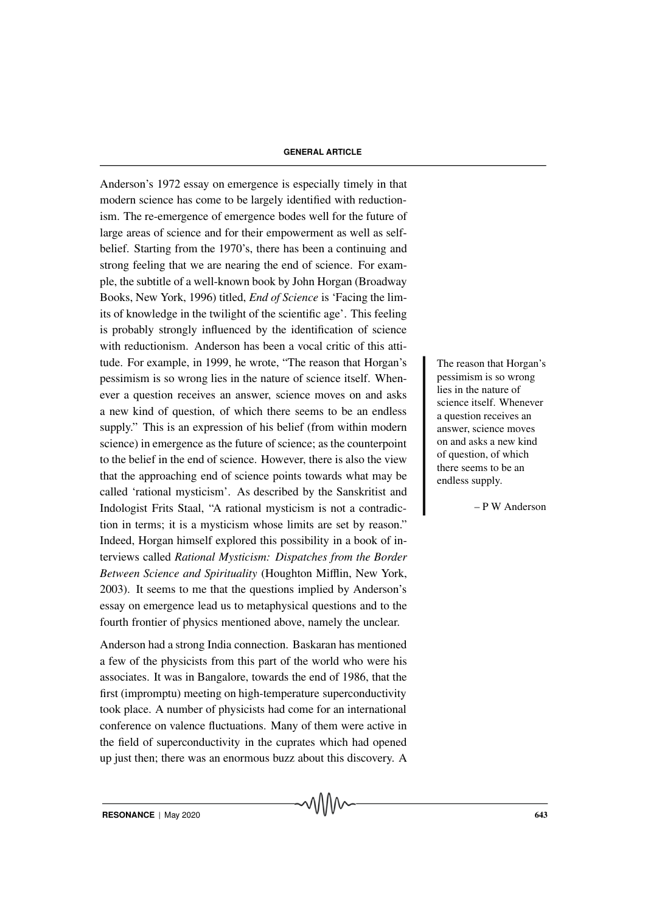Anderson's 1972 essay on emergence is especially timely in that modern science has come to be largely identified with reductionism. The re-emergence of emergence bodes well for the future of large areas of science and for their empowerment as well as self-belief. Starting from the 1970's, there has been a continuing and strong feeling that we are nearing the end of science. For example, the subtitle of a well-known book by John Horgan (Broadway Books, New York, 1996) titled, *End of Science* is 'Facing the limits of knowledge in the twilight of the scientific age'. This feeling is probably strongly influenced by the identification of science with reductionism. Anderson has been a vocal critic of this attitude. For example, in 1999, he wrote, "The reason that Horgan's pessimism is so wrong lies in the nature of science itself. Whenever a question receives an answer, science moves on and asks a new kind of question, of which there seems to be an endless supply." This is an expression of his belief (from within modern science) in emergence as the future of science; as the counterpoint to the belief in the end of science. However, there is also the view that the approaching end of science points towards what may be called 'rational mysticism'. As described by the Sanskritist and Indologist Frits Staal, "A rational mysticism is not a contradiction in terms; it is a mysticism whose limits are set by reason." Indeed, Horgan himself explored this possibility in a book of interviews called *Rational Mysticism: Dispatches from the Border Between Science and Spirituality* (Houghton Mifflin, New York, 2003). It seems to me that the questions implied by Anderson's essay on emergence lead us to metaphysical questions and to the fourth frontier of physics mentioned above, namely the unclear.

> The reason that Horgan's pessimism is so wrong lies in the nature of science itself. Whenever a question receives an answer, science moves on and asks a new kind of question, of which there seems to be an endless supply.
>
> – P W Anderson

Anderson had a strong India connection. Baskaran has mentioned a few of the physicists from this part of the world who were his associates. It was in Bangalore, towards the end of 1986, that the first (impromptu) meeting on high-temperature superconductivity took place. A number of physicists had come for an international conference on valence fluctuations. Many of them were active in the field of superconductivity in the cuprates which had opened up just then; there was an enormous buzz about this discovery. A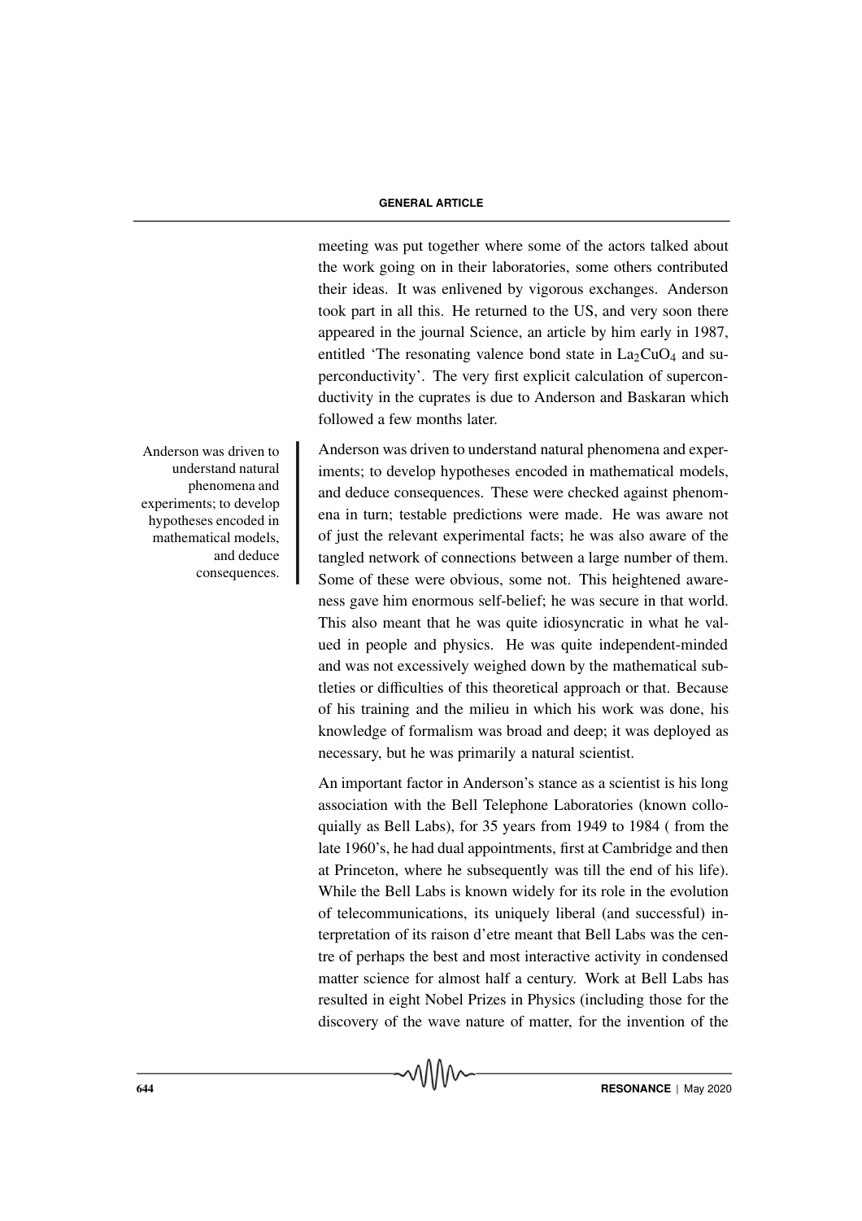meeting was put together where some of the actors talked about the work going on in their laboratories, some others contributed their ideas. It was enlivened by vigorous exchanges. Anderson took part in all this. He returned to the US, and very soon there appeared in the journal Science, an article by him early in 1987, entitled 'The resonating valence bond state in $La_2CuO_4$ and superconductivity'. The very first explicit calculation of superconductivity in the cuprates is due to Anderson and Baskaran which followed a few months later.

> Anderson was driven to understand natural phenomena and experiments; to develop hypotheses encoded in mathematical models, and deduce consequences.

Anderson was driven to understand natural phenomena and experiments; to develop hypotheses encoded in mathematical models, and deduce consequences. These were checked against phenomena in turn; testable predictions were made. He was aware not of just the relevant experimental facts; he was also aware of the tangled network of connections between a large number of them. Some of these were obvious, some not. This heightened awareness gave him enormous self-belief; he was secure in that world. This also meant that he was quite idiosyncratic in what he valued in people and physics. He was quite independent-minded and was not excessively weighed down by the mathematical subtleties or difficulties of this theoretical approach or that. Because of his training and the milieu in which his work was done, his knowledge of formalism was broad and deep; it was deployed as necessary, but he was primarily a natural scientist.

An important factor in Anderson's stance as a scientist is his long association with the Bell Telephone Laboratories (known colloquially as Bell Labs), for 35 years from 1949 to 1984 ( from the late 1960's, he had dual appointments, first at Cambridge and then at Princeton, where he subsequently was till the end of his life). While the Bell Labs is known widely for its role in the evolution of telecommunications, its uniquely liberal (and successful) interpretation of its raison d'etre meant that Bell Labs was the centre of perhaps the best and most interactive activity in condensed matter science for almost half a century. Work at Bell Labs has resulted in eight Nobel Prizes in Physics (including those for the discovery of the wave nature of matter, for the invention of the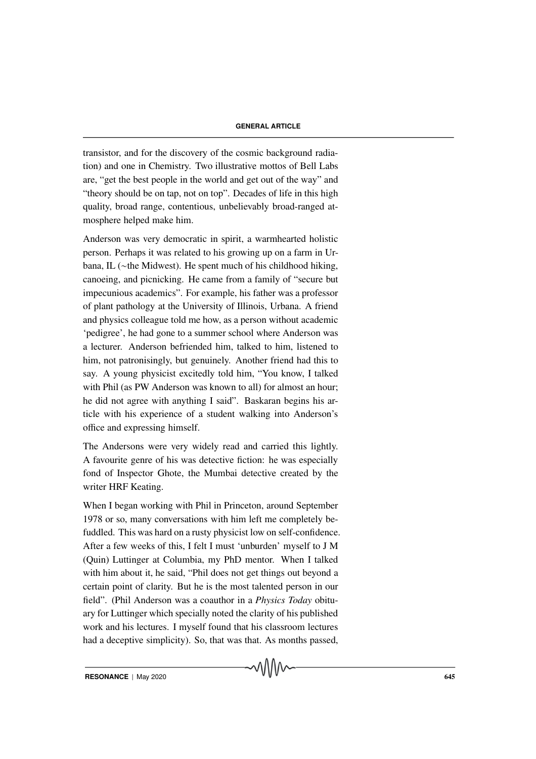transistor, and for the discovery of the cosmic background radiation) and one in Chemistry. Two illustrative mottos of Bell Labs are, "get the best people in the world and get out of the way" and "theory should be on tap, not on top". Decades of life in this high quality, broad range, contentious, unbelievably broad-ranged atmosphere helped make him.

Anderson was very democratic in spirit, a warmhearted holistic person. Perhaps it was related to his growing up on a farm in Urbana, IL (~the Midwest). He spent much of his childhood hiking, canoeing, and picnicking. He came from a family of "secure but impecunious academics". For example, his father was a professor of plant pathology at the University of Illinois, Urbana. A friend and physics colleague told me how, as a person without academic 'pedigree', he had gone to a summer school where Anderson was a lecturer. Anderson befriended him, talked to him, listened to him, not patronisingly, but genuinely. Another friend had this to say. A young physicist excitedly told him, "You know, I talked with Phil (as PW Anderson was known to all) for almost an hour; he did not agree with anything I said". Baskaran begins his article with his experience of a student walking into Anderson's office and expressing himself.

The Andersons were very widely read and carried this lightly. A favourite genre of his was detective fiction: he was especially fond of Inspector Ghote, the Mumbai detective created by the writer HRF Keating.

When I began working with Phil in Princeton, around September 1978 or so, many conversations with him left me completely befuddled. This was hard on a rusty physicist low on self-confidence. After a few weeks of this, I felt I must 'unburden' myself to J M (Quin) Luttinger at Columbia, my PhD mentor. When I talked with him about it, he said, "Phil does not get things out beyond a certain point of clarity. But he is the most talented person in our field". (Phil Anderson was a coauthor in a *Physics Today* obituary for Luttinger which specially noted the clarity of his published work and his lectures. I myself found that his classroom lectures had a deceptive simplicity). So, that was that. As months passed,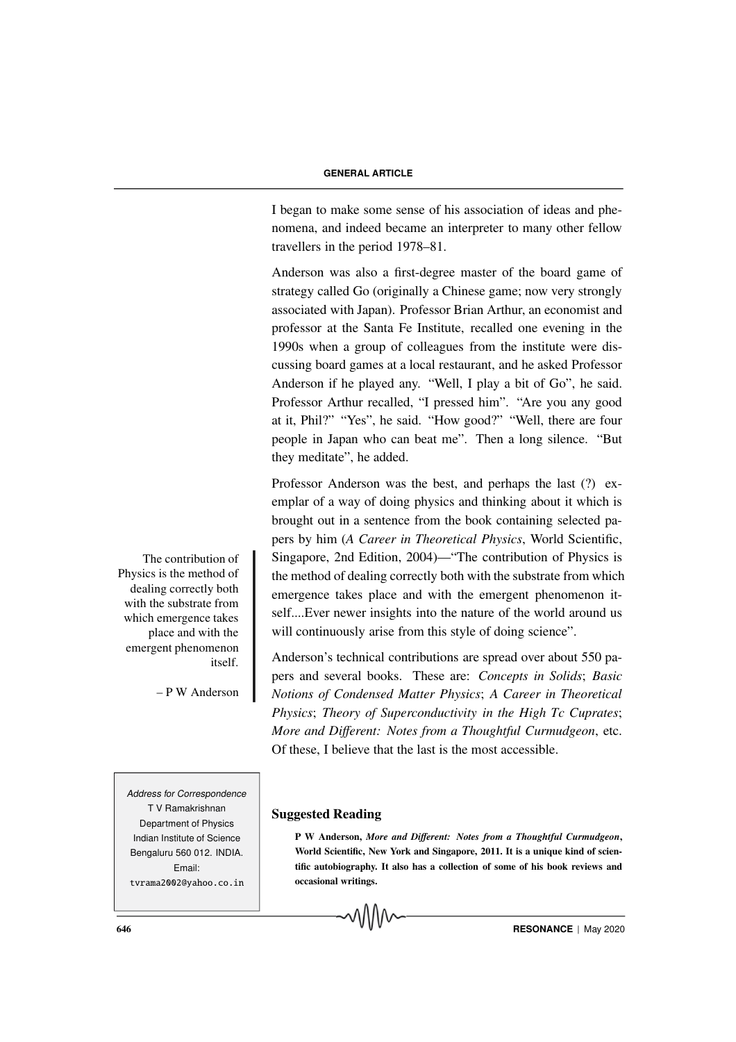I began to make some sense of his association of ideas and phenomena, and indeed became an interpreter to many other fellow travellers in the period 1978–81.

Anderson was also a first-degree master of the board game of strategy called Go (originally a Chinese game; now very strongly associated with Japan). Professor Brian Arthur, an economist and professor at the Santa Fe Institute, recalled one evening in the 1990s when a group of colleagues from the institute were discussing board games at a local restaurant, and he asked Professor Anderson if he played any. "Well, I play a bit of Go", he said. Professor Arthur recalled, "I pressed him". "Are you any good at it, Phil?" "Yes", he said. "How good?" "Well, there are four people in Japan who can beat me". Then a long silence. "But they meditate", he added.

Professor Anderson was the best, and perhaps the last (?) exemplar of a way of doing physics and thinking about it which is brought out in a sentence from the book containing selected papers by him (*A Career in Theoretical Physics*, World Scientific, Singapore, 2nd Edition, 2004)—"The contribution of Physics is the method of dealing correctly both with the substrate from which emergence takes place and with the emergent phenomenon itself....Ever newer insights into the nature of the world around us will continuously arise from this style of doing science".

> The contribution of Physics is the method of dealing correctly both with the substrate from which emergence takes place and with the emergent phenomenon itself.
>
> – P W Anderson

Anderson's technical contributions are spread over about 550 papers and several books. These are: *Concepts in Solids*; *Basic Notions of Condensed Matter Physics*; *A Career in Theoretical Physics*; *Theory of Superconductivity in the High Tc Cuprates*; *More and Different: Notes from a Thoughtful Curmudgeon*, etc. Of these, I believe that the last is the most accessible.

*Address for Correspondence*
T V Ramakrishnan
Department of Physics
Indian Institute of Science
Bengaluru 560 012. INDIA.
Email:
tvrama2002@yahoo.co.in

## Suggested Reading

**P W Anderson, *More and Different: Notes from a Thoughtful Curmudgeon*, World Scientific, New York and Singapore, 2011. It is a unique kind of scientific autobiography. It also has a collection of some of his book reviews and occasional writings.**